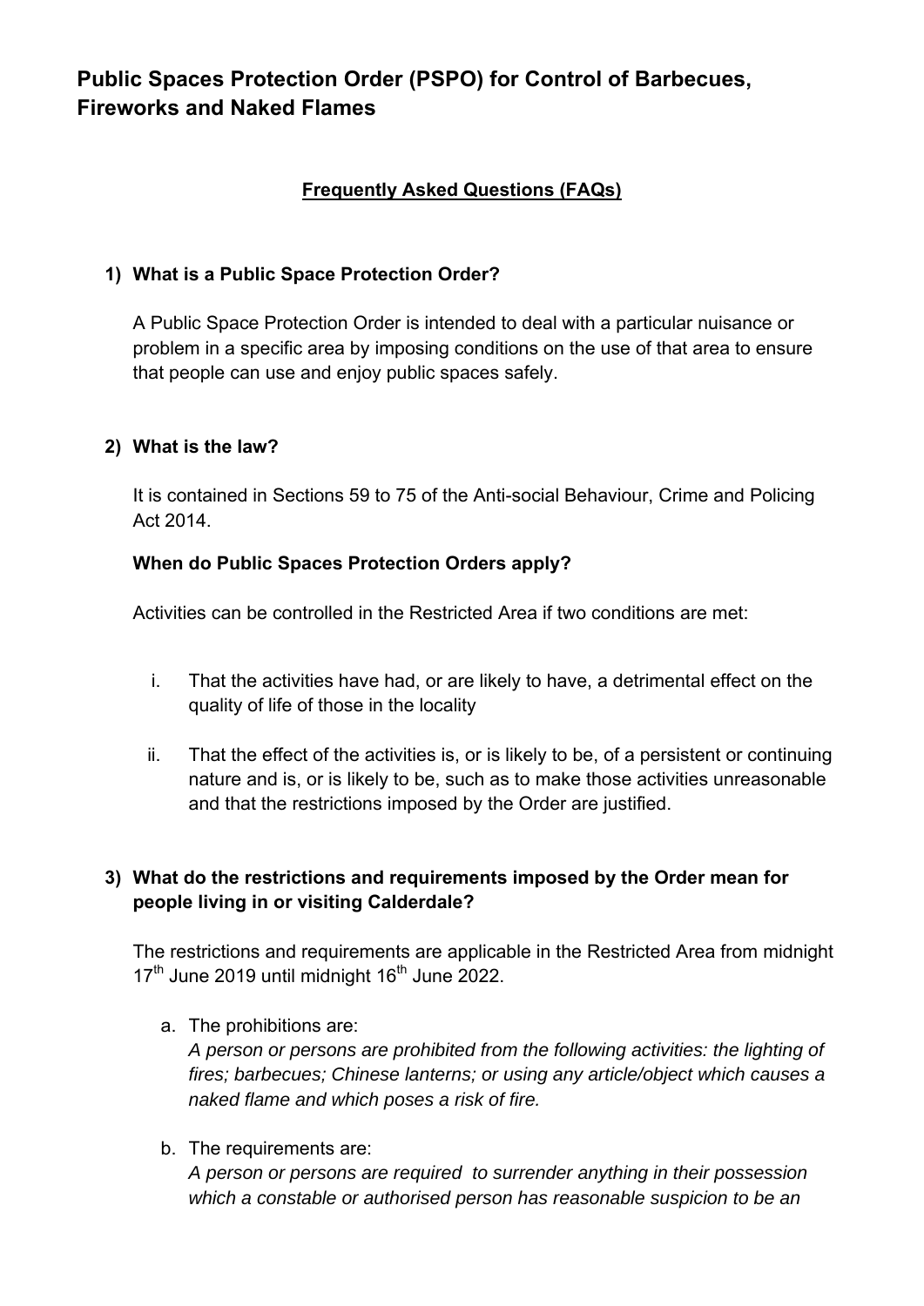# Public Spaces Protection Order (PSPO) for Control of Barbecues, Fireworks and Naked Flames

## Frequently Asked Questions (FAQs)

### 1) What is a Public Space Protection Order?

A Public Space Protection Order is intended to deal with a particular nuisance or problem in a specific area by imposing conditions on the use of that area to ensure that people can use and enjoy public spaces safely.

### 2) What is the law?

It is contained in Sections 59 to 75 of the Anti-social Behaviour, Crime and Policing Act 2014.

**When do Public Spaces Protection Orders apply?**

Activities can be controlled in the Restricted Area if two conditions are met:

i. That the activities have had, or are likely to have, a detrimental effect on the quality of life of those in the locality

ii. That the effect of the activities is, or is likely to be, of a persistent or continuing nature and is, or is likely to be, such as to make those activities unreasonable and that the restrictions imposed by the Order are justified.

### 3) What do the restrictions and requirements imposed by the Order mean for people living in or visiting Calderdale?

The restrictions and requirements are applicable in the Restricted Area from midnight 17th June 2019 until midnight 16th June 2022.

a. The prohibitions are:
*A person or persons are prohibited from the following activities: the lighting of fires; barbecues; Chinese lanterns; or using any article/object which causes a naked flame and which poses a risk of fire.*

b. The requirements are:
*A person or persons are required to surrender anything in their possession which a constable or authorised person has reasonable suspicion to be an*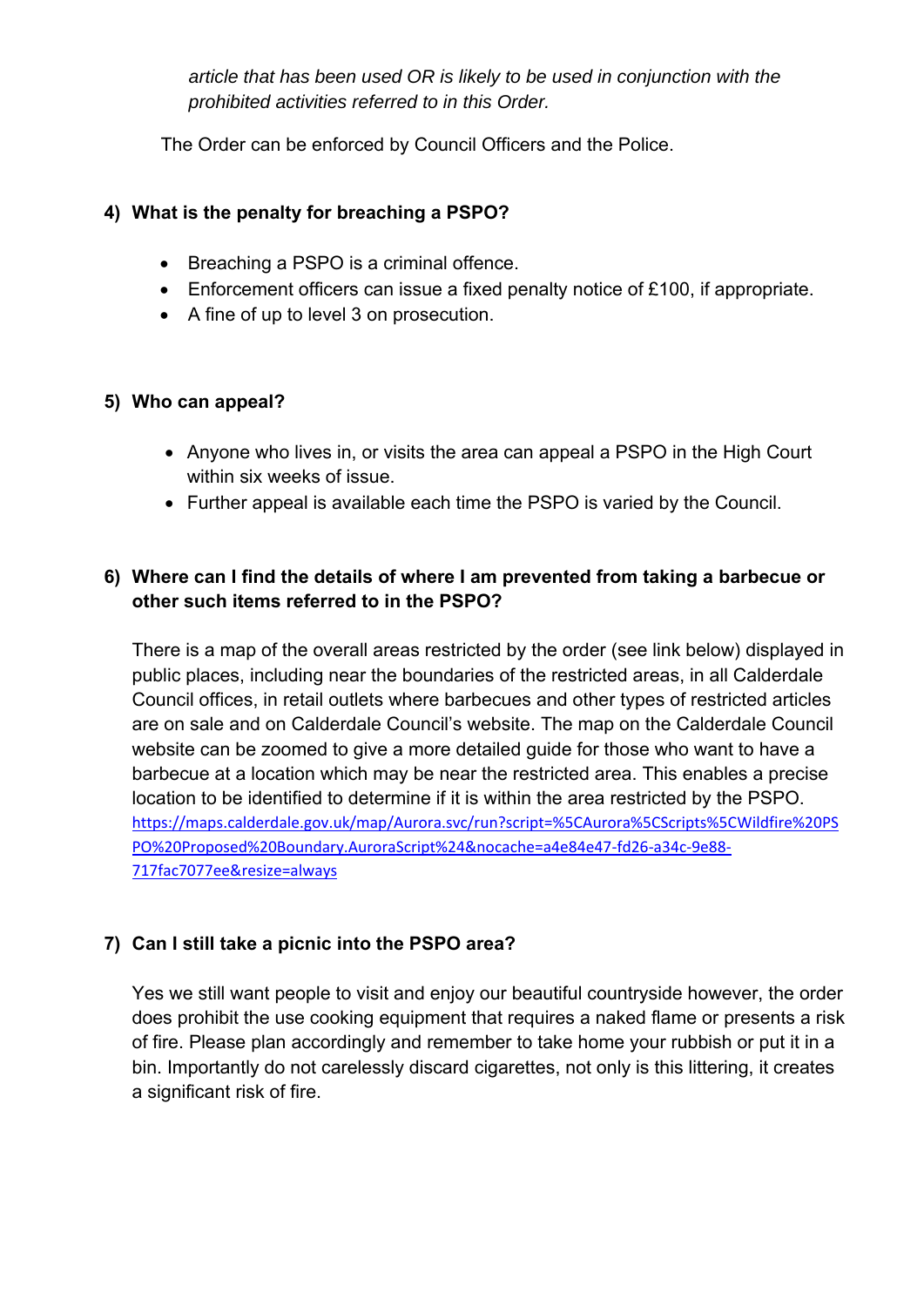*article that has been used OR is likely to be used in conjunction with the prohibited activities referred to in this Order.*

The Order can be enforced by Council Officers and the Police.

## 4) What is the penalty for breaching a PSPO?

- Breaching a PSPO is a criminal offence.
- Enforcement officers can issue a fixed penalty notice of £100, if appropriate.
- A fine of up to level 3 on prosecution.

## 5) Who can appeal?

- Anyone who lives in, or visits the area can appeal a PSPO in the High Court within six weeks of issue.
- Further appeal is available each time the PSPO is varied by the Council.

## 6) Where can I find the details of where I am prevented from taking a barbecue or other such items referred to in the PSPO?

There is a map of the overall areas restricted by the order (see link below) displayed in public places, including near the boundaries of the restricted areas, in all Calderdale Council offices, in retail outlets where barbecues and other types of restricted articles are on sale and on Calderdale Council's website. The map on the Calderdale Council website can be zoomed to give a more detailed guide for those who want to have a barbecue at a location which may be near the restricted area. This enables a precise location to be identified to determine if it is within the area restricted by the PSPO.
https://maps.calderdale.gov.uk/map/Aurora.svc/run?script=%5CAurora%5CScripts%5CWildfire%20PSPO%20Proposed%20Boundary.AuroraScript%24&nocache=a4e84e47-fd26-a34c-9e88-717fac7077ee&resize=always

## 7) Can I still take a picnic into the PSPO area?

Yes we still want people to visit and enjoy our beautiful countryside however, the order does prohibit the use cooking equipment that requires a naked flame or presents a risk of fire. Please plan accordingly and remember to take home your rubbish or put it in a bin. Importantly do not carelessly discard cigarettes, not only is this littering, it creates a significant risk of fire.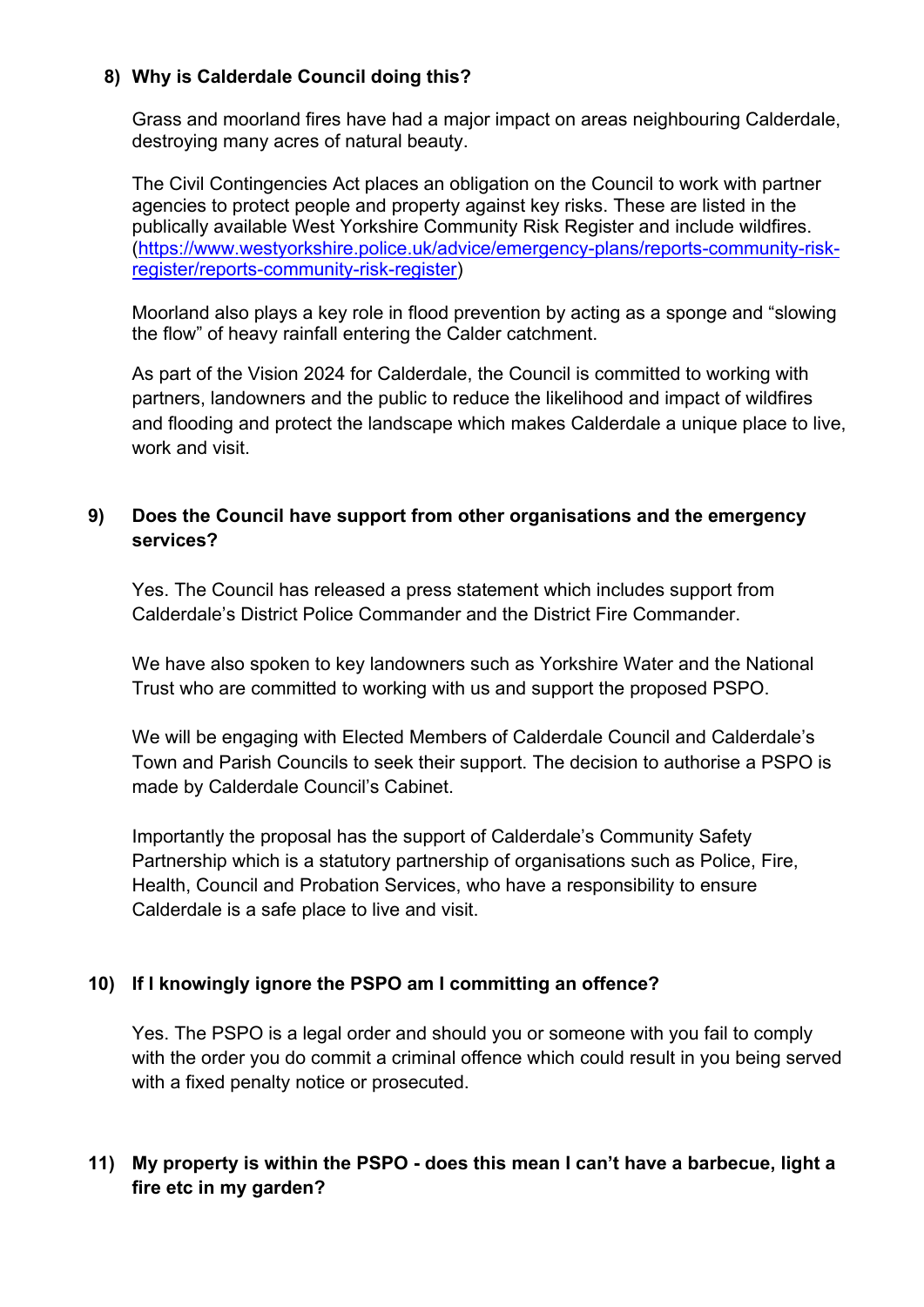## 8) Why is Calderdale Council doing this?

Grass and moorland fires have had a major impact on areas neighbouring Calderdale, destroying many acres of natural beauty.

The Civil Contingencies Act places an obligation on the Council to work with partner agencies to protect people and property against key risks. These are listed in the publically available West Yorkshire Community Risk Register and include wildfires. (https://www.westyorkshire.police.uk/advice/emergency-plans/reports-community-risk-register/reports-community-risk-register)

Moorland also plays a key role in flood prevention by acting as a sponge and "slowing the flow" of heavy rainfall entering the Calder catchment.

As part of the Vision 2024 for Calderdale, the Council is committed to working with partners, landowners and the public to reduce the likelihood and impact of wildfires and flooding and protect the landscape which makes Calderdale a unique place to live, work and visit.

## 9) Does the Council have support from other organisations and the emergency services?

Yes. The Council has released a press statement which includes support from Calderdale's District Police Commander and the District Fire Commander.

We have also spoken to key landowners such as Yorkshire Water and the National Trust who are committed to working with us and support the proposed PSPO.

We will be engaging with Elected Members of Calderdale Council and Calderdale's Town and Parish Councils to seek their support. The decision to authorise a PSPO is made by Calderdale Council's Cabinet.

Importantly the proposal has the support of Calderdale's Community Safety Partnership which is a statutory partnership of organisations such as Police, Fire, Health, Council and Probation Services, who have a responsibility to ensure Calderdale is a safe place to live and visit.

## 10) If I knowingly ignore the PSPO am I committing an offence?

Yes. The PSPO is a legal order and should you or someone with you fail to comply with the order you do commit a criminal offence which could result in you being served with a fixed penalty notice or prosecuted.

## 11) My property is within the PSPO - does this mean I can't have a barbecue, light a fire etc in my garden?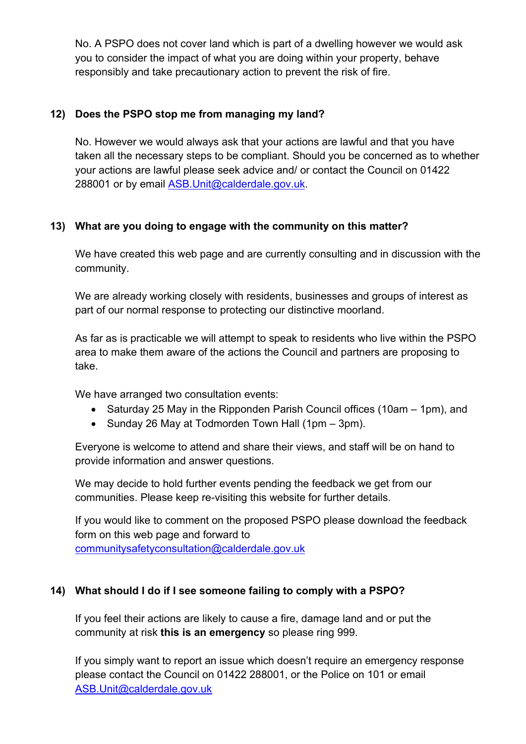No. A PSPO does not cover land which is part of a dwelling however we would ask you to consider the impact of what you are doing within your property, behave responsibly and take precautionary action to prevent the risk of fire.

**12) Does the PSPO stop me from managing my land?**

No. However we would always ask that your actions are lawful and that you have taken all the necessary steps to be compliant. Should you be concerned as to whether your actions are lawful please seek advice and/ or contact the Council on 01422 288001 or by email ASB.Unit@calderdale.gov.uk.

**13) What are you doing to engage with the community on this matter?**

We have created this web page and are currently consulting and in discussion with the community.

We are already working closely with residents, businesses and groups of interest as part of our normal response to protecting our distinctive moorland.

As far as is practicable we will attempt to speak to residents who live within the PSPO area to make them aware of the actions the Council and partners are proposing to take.

We have arranged two consultation events:

- Saturday 25 May in the Ripponden Parish Council offices (10am – 1pm), and
- Sunday 26 May at Todmorden Town Hall (1pm – 3pm).

Everyone is welcome to attend and share their views, and staff will be on hand to provide information and answer questions.

We may decide to hold further events pending the feedback we get from our communities. Please keep re-visiting this website for further details.

If you would like to comment on the proposed PSPO please download the feedback form on this web page and forward to communitysafetyconsultation@calderdale.gov.uk

**14) What should I do if I see someone failing to comply with a PSPO?**

If you feel their actions are likely to cause a fire, damage land and or put the community at risk **this is an emergency** so please ring 999.

If you simply want to report an issue which doesn't require an emergency response please contact the Council on 01422 288001, or the Police on 101 or email ASB.Unit@calderdale.gov.uk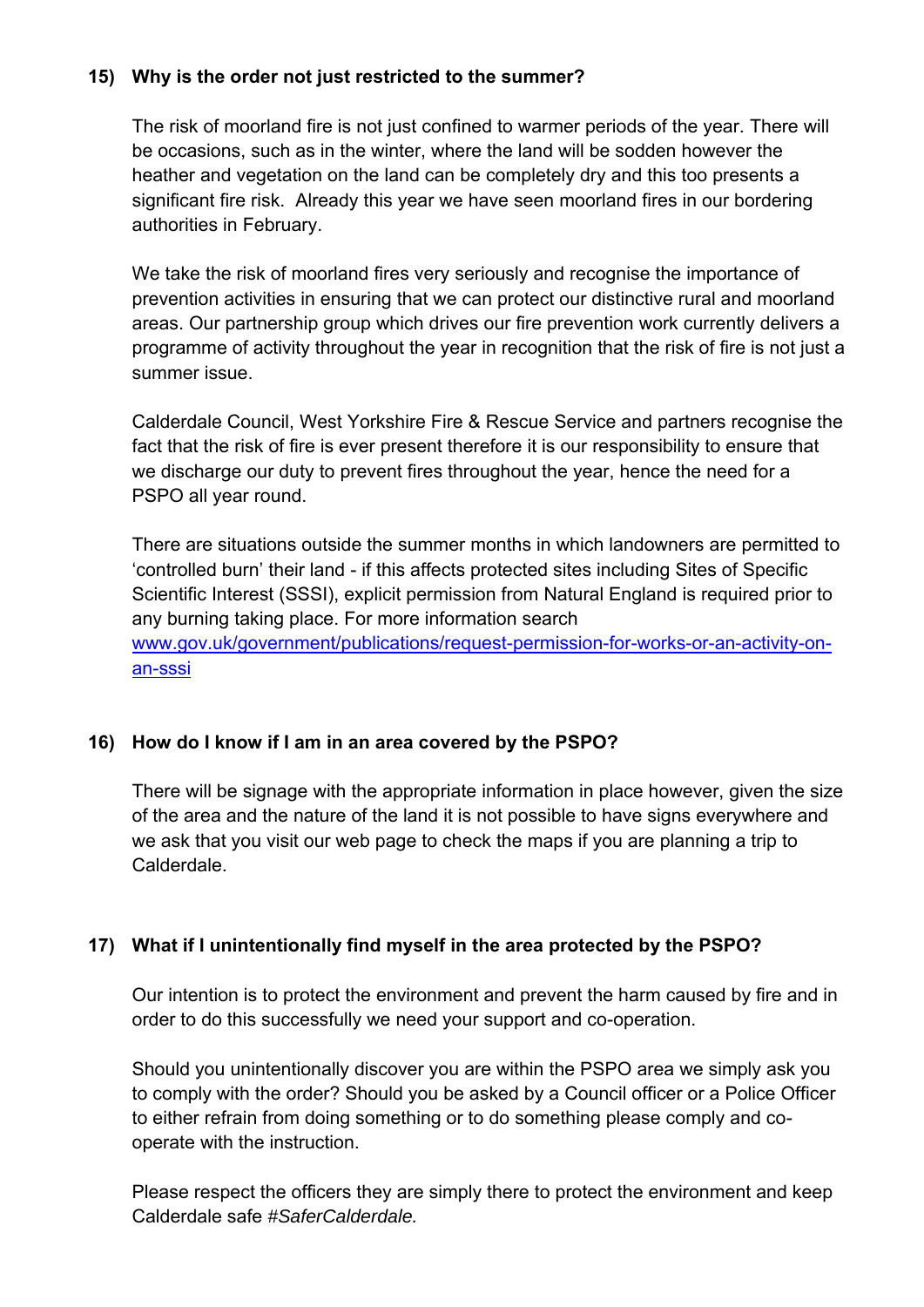### 15) Why is the order not just restricted to the summer?

The risk of moorland fire is not just confined to warmer periods of the year. There will be occasions, such as in the winter, where the land will be sodden however the heather and vegetation on the land can be completely dry and this too presents a significant fire risk. Already this year we have seen moorland fires in our bordering authorities in February.

We take the risk of moorland fires very seriously and recognise the importance of prevention activities in ensuring that we can protect our distinctive rural and moorland areas. Our partnership group which drives our fire prevention work currently delivers a programme of activity throughout the year in recognition that the risk of fire is not just a summer issue.

Calderdale Council, West Yorkshire Fire & Rescue Service and partners recognise the fact that the risk of fire is ever present therefore it is our responsibility to ensure that we discharge our duty to prevent fires throughout the year, hence the need for a PSPO all year round.

There are situations outside the summer months in which landowners are permitted to 'controlled burn' their land - if this affects protected sites including Sites of Specific Scientific Interest (SSSI), explicit permission from Natural England is required prior to any burning taking place. For more information search [www.gov.uk/government/publications/request-permission-for-works-or-an-activity-on-an-sssi](www.gov.uk/government/publications/request-permission-for-works-or-an-activity-on-an-sssi)

### 16) How do I know if I am in an area covered by the PSPO?

There will be signage with the appropriate information in place however, given the size of the area and the nature of the land it is not possible to have signs everywhere and we ask that you visit our web page to check the maps if you are planning a trip to Calderdale.

### 17) What if I unintentionally find myself in the area protected by the PSPO?

Our intention is to protect the environment and prevent the harm caused by fire and in order to do this successfully we need your support and co-operation.

Should you unintentionally discover you are within the PSPO area we simply ask you to comply with the order? Should you be asked by a Council officer or a Police Officer to either refrain from doing something or to do something please comply and co-operate with the instruction.

Please respect the officers they are simply there to protect the environment and keep Calderdale safe *#SaferCalderdale.*